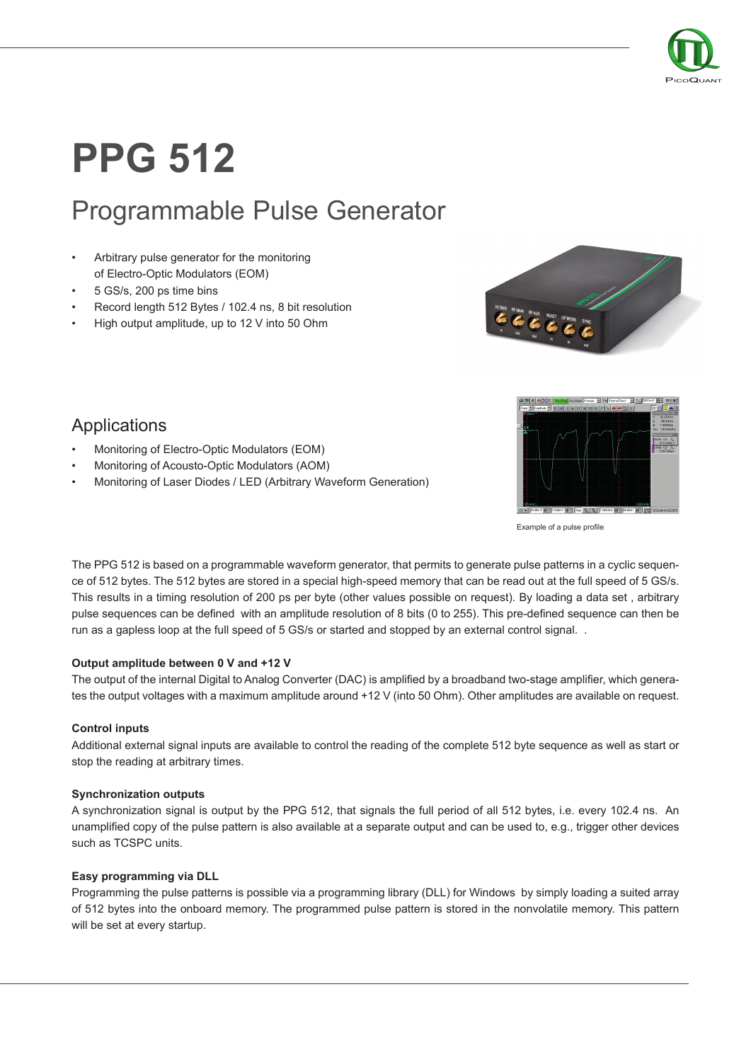# PPG 512

## Programmable Pulse Generator

- Arbitrary pulse generator for the monitoring of Electro-Optic Modulators (EOM)
- 5 GS/s, 200 ps time bins
- Record length 512 Bytes / 102.4 ns, 8 bit resolution
- High output amplitude, up to 12 V into 50 Ohm

## Applications

- Monitoring of Electro-Optic Modulators (EOM)
- Monitoring of Acousto-Optic Modulators (AOM)
- Monitoring of Laser Diodes / LED (Arbitrary Waveform Generation)

Example of a pulse profile

The PPG 512 is based on a programmable waveform generator, that permits to generate pulse patterns in a cyclic sequence of 512 bytes. The 512 bytes are stored in a special high-speed memory that can be read out at the full speed of 5 GS/s. This results in a timing resolution of 200 ps per byte (other values possible on request). By loading a data set , arbitrary pulse sequences can be defined with an amplitude resolution of 8 bits (0 to 255). This pre-defined sequence can then be run as a gapless loop at the full speed of 5 GS/s or started and stopped by an external control signal. .

**Output amplitude between 0 V and +12 V**

The output of the internal Digital to Analog Converter (DAC) is amplified by a broadband two-stage amplifier, which generates the output voltages with a maximum amplitude around +12 V (into 50 Ohm). Other amplitudes are available on request.

**Control inputs**

Additional external signal inputs are available to control the reading of the complete 512 byte sequence as well as start or stop the reading at arbitrary times.

**Synchronization outputs**

A synchronization signal is output by the PPG 512, that signals the full period of all 512 bytes, i.e. every 102.4 ns. An unamplified copy of the pulse pattern is also available at a separate output and can be used to, e.g., trigger other devices such as TCSPC units.

**Easy programming via DLL**

Programming the pulse patterns is possible via a programming library (DLL) for Windows by simply loading a suited array of 512 bytes into the onboard memory. The programmed pulse pattern is stored in the nonvolatile memory. This pattern will be set at every startup.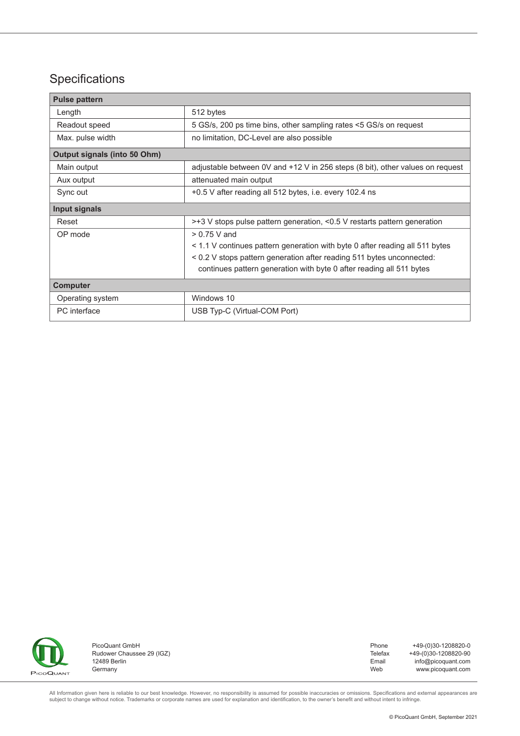## Specifications

| | |
|---|---|
| **Pulse pattern** | |
| Length | 512 bytes |
| Readout speed | 5 GS/s, 200 ps time bins, other sampling rates <5 GS/s on request |
| Max. pulse width | no limitation, DC-Level are also possible |
| **Output signals (into 50 Ohm)** | |
| Main output | adjustable between 0V and +12 V in 256 steps (8 bit), other values on request |
| Aux output | attenuated main output |
| Sync out | +0.5 V after reading all 512 bytes, i.e. every 102.4 ns |
| **Input signals** | |
| Reset | >+3 V stops pulse pattern generation, <0.5 V restarts pattern generation |
| OP mode | > 0.75 V and<br>< 1.1 V continues pattern generation with byte 0 after reading all 511 bytes<br>< 0.2 V stops pattern generation after reading 511 bytes unconnected:<br>continues pattern generation with byte 0 after reading all 511 bytes |
| **Computer** | |
| Operating system | Windows 10 |
| PC interface | USB Typ-C (Virtual-COM Port) |

PicoQuant GmbH
Rudower Chaussee 29 (IGZ)
12489 Berlin
Germany

Phone +49-(0)30-1208820-0
Telefax +49-(0)30-1208820-90
Email info@picoquant.com
Web www.picoquant.com

All Information given here is reliable to our best knowledge. However, no responsibility is assumed for possible inaccuracies or omissions. Specifications and external appearances are subject to change without notice. Trademarks or corporate names are used for explanation and identification, to the owner's benefit and without intent to infringe.

© PicoQuant GmbH, September 2021